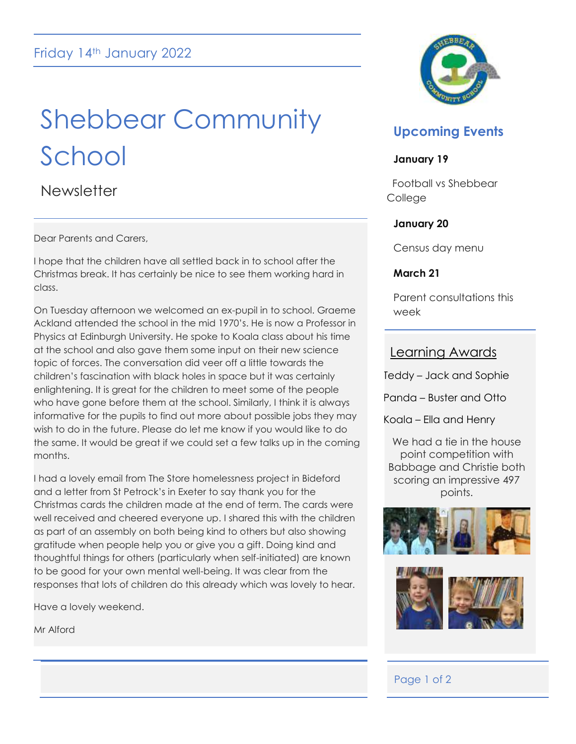Friday 14th January 2022

# Shebbear Community School

## Newsletter

Dear Parents and Carers,

I hope that the children have all settled back in to school after the Christmas break. It has certainly be nice to see them working hard in class.

On Tuesday afternoon we welcomed an ex-pupil in to school. Graeme Ackland attended the school in the mid 1970's. He is now a Professor in Physics at Edinburgh University. He spoke to Koala class about his time at the school and also gave them some input on their new science topic of forces. The conversation did veer off a little towards the children's fascination with black holes in space but it was certainly enlightening. It is great for the children to meet some of the people who have gone before them at the school. Similarly, I think it is always informative for the pupils to find out more about possible jobs they may wish to do in the future. Please do let me know if you would like to do the same. It would be great if we could set a few talks up in the coming months.

I had a lovely email from The Store homelessness project in Bideford and a letter from St Petrock's in Exeter to say thank you for the Christmas cards the children made at the end of term. The cards were well received and cheered everyone up. I shared this with the children as part of an assembly on both being kind to others but also showing gratitude when people help you or give you a gift. Doing kind and thoughtful things for others (particularly when self-initiated) are known to be good for your own mental well-being. It was clear from the responses that lots of children do this already which was lovely to hear.

Have a lovely weekend.

Mr Alford

## Upcoming Events

**January 19**

Football vs Shebbear College

**January 20**

Census day menu

**March 21**

Parent consultations this week

## Learning Awards

Teddy – Jack and Sophie

Panda – Buster and Otto

Koala – Ella and Henry

We had a tie in the house point competition with Babbage and Christie both scoring an impressive 497 points.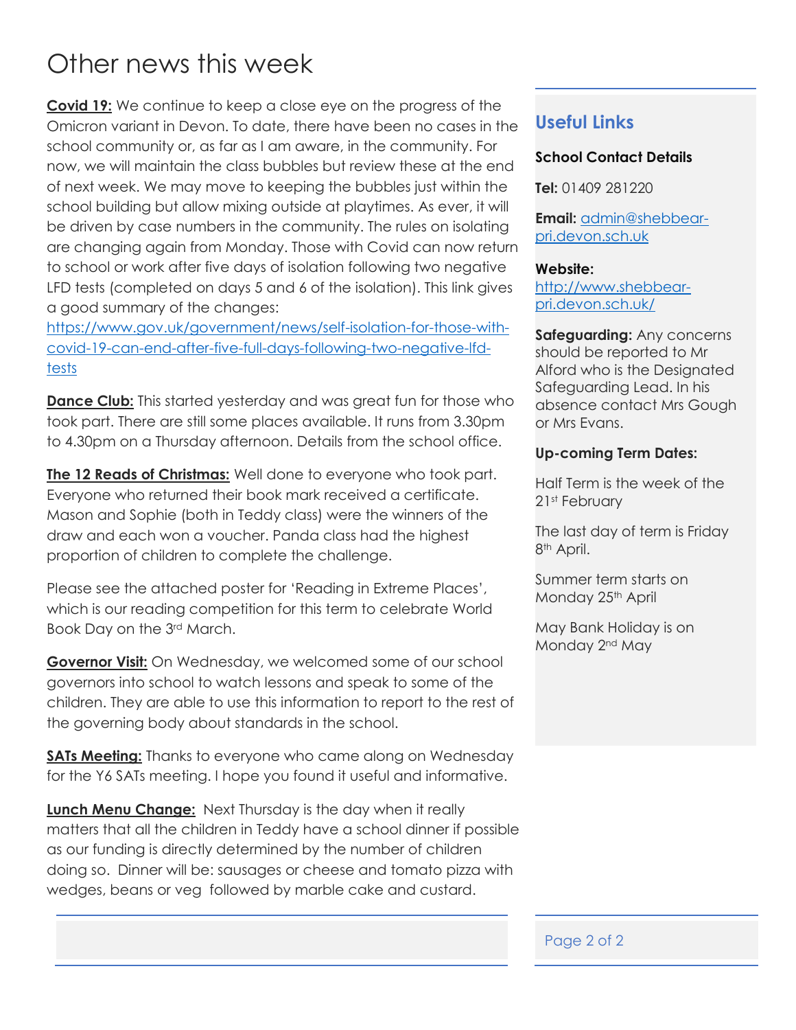# Other news this week

**Covid 19:** We continue to keep a close eye on the progress of the Omicron variant in Devon. To date, there have been no cases in the school community or, as far as I am aware, in the community. For now, we will maintain the class bubbles but review these at the end of next week. We may move to keeping the bubbles just within the school building but allow mixing outside at playtimes. As ever, it will be driven by case numbers in the community. The rules on isolating are changing again from Monday. Those with Covid can now return to school or work after five days of isolation following two negative LFD tests (completed on days 5 and 6 of the isolation). This link gives a good summary of the changes: https://www.gov.uk/government/news/self-isolation-for-those-with-covid-19-can-end-after-five-full-days-following-two-negative-lfd-tests

**Dance Club:** This started yesterday and was great fun for those who took part. There are still some places available. It runs from 3.30pm to 4.30pm on a Thursday afternoon. Details from the school office.

**The 12 Reads of Christmas:** Well done to everyone who took part. Everyone who returned their book mark received a certificate. Mason and Sophie (both in Teddy class) were the winners of the draw and each won a voucher. Panda class had the highest proportion of children to complete the challenge.

Please see the attached poster for 'Reading in Extreme Places', which is our reading competition for this term to celebrate World Book Day on the 3rd March.

**Governor Visit:** On Wednesday, we welcomed some of our school governors into school to watch lessons and speak to some of the children. They are able to use this information to report to the rest of the governing body about standards in the school.

**SATs Meeting:** Thanks to everyone who came along on Wednesday for the Y6 SATs meeting. I hope you found it useful and informative.

**Lunch Menu Change:** Next Thursday is the day when it really matters that all the children in Teddy have a school dinner if possible as our funding is directly determined by the number of children doing so. Dinner will be: sausages or cheese and tomato pizza with wedges, beans or veg followed by marble cake and custard.

## Useful Links

**School Contact Details**

**Tel:** 01409 281220

**Email:** admin@shebbear-pri.devon.sch.uk

**Website:** http://www.shebbear-pri.devon.sch.uk/

**Safeguarding:** Any concerns should be reported to Mr Alford who is the Designated Safeguarding Lead. In his absence contact Mrs Gough or Mrs Evans.

**Up-coming Term Dates:**

Half Term is the week of the 21st February

The last day of term is Friday 8th April.

Summer term starts on Monday 25th April

May Bank Holiday is on Monday 2nd May